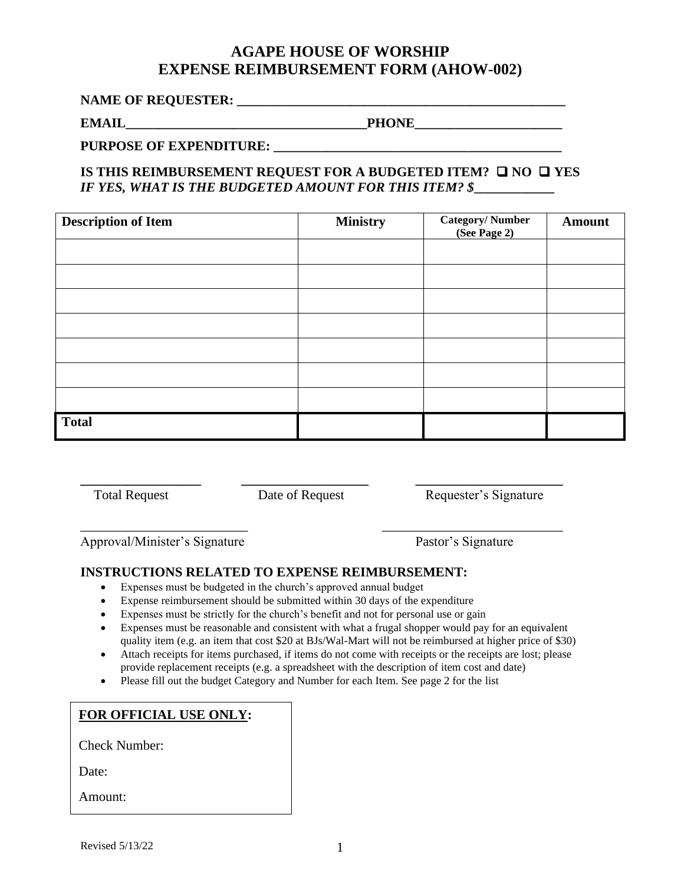# AGAPE HOUSE OF WORSHIP
# EXPENSE REIMBURSEMENT FORM (AHOW-002)

**NAME OF REQUESTER: ___________________________________________________**

**EMAIL___________________________________PHONE_____________________**

**PURPOSE OF EXPENDITURE: ___________________________________________**

**IS THIS REIMBURSEMENT REQUEST FOR A BUDGETED ITEM? ❑ NO ❑ YES**
***IF YES, WHAT IS THE BUDGETED AMOUNT FOR THIS ITEM? $____________***

| Description of Item | Ministry | Category/ Number (See Page 2) | Amount |
|---|---|---|---|
| | | | |
| | | | |
| | | | |
| | | | |
| | | | |
| | | | |
| | | | |
| **Total** | | | |

_________________ Total Request

_________________ Date of Request

_____________________ Requester's Signature

_________________________ Approval/Minister's Signature

__________________________ Pastor's Signature

**INSTRUCTIONS RELATED TO EXPENSE REIMBURSEMENT:**

- Expenses must be budgeted in the church's approved annual budget
- Expense reimbursement should be submitted within 30 days of the expenditure
- Expenses must be strictly for the church's benefit and not for personal use or gain
- Expenses must be reasonable and consistent with what a frugal shopper would pay for an equivalent quality item (e.g. an item that cost $20 at BJs/Wal-Mart will not be reimbursed at higher price of $30)
- Attach receipts for items purchased, if items do not come with receipts or the receipts are lost; please provide replacement receipts (e.g. a spreadsheet with the description of item cost and date)
- Please fill out the budget Category and Number for each Item. See page 2 for the list

**<u>FOR OFFICIAL USE ONLY</u>:**

Check Number:

Date:

Amount:

Revised 5/13/22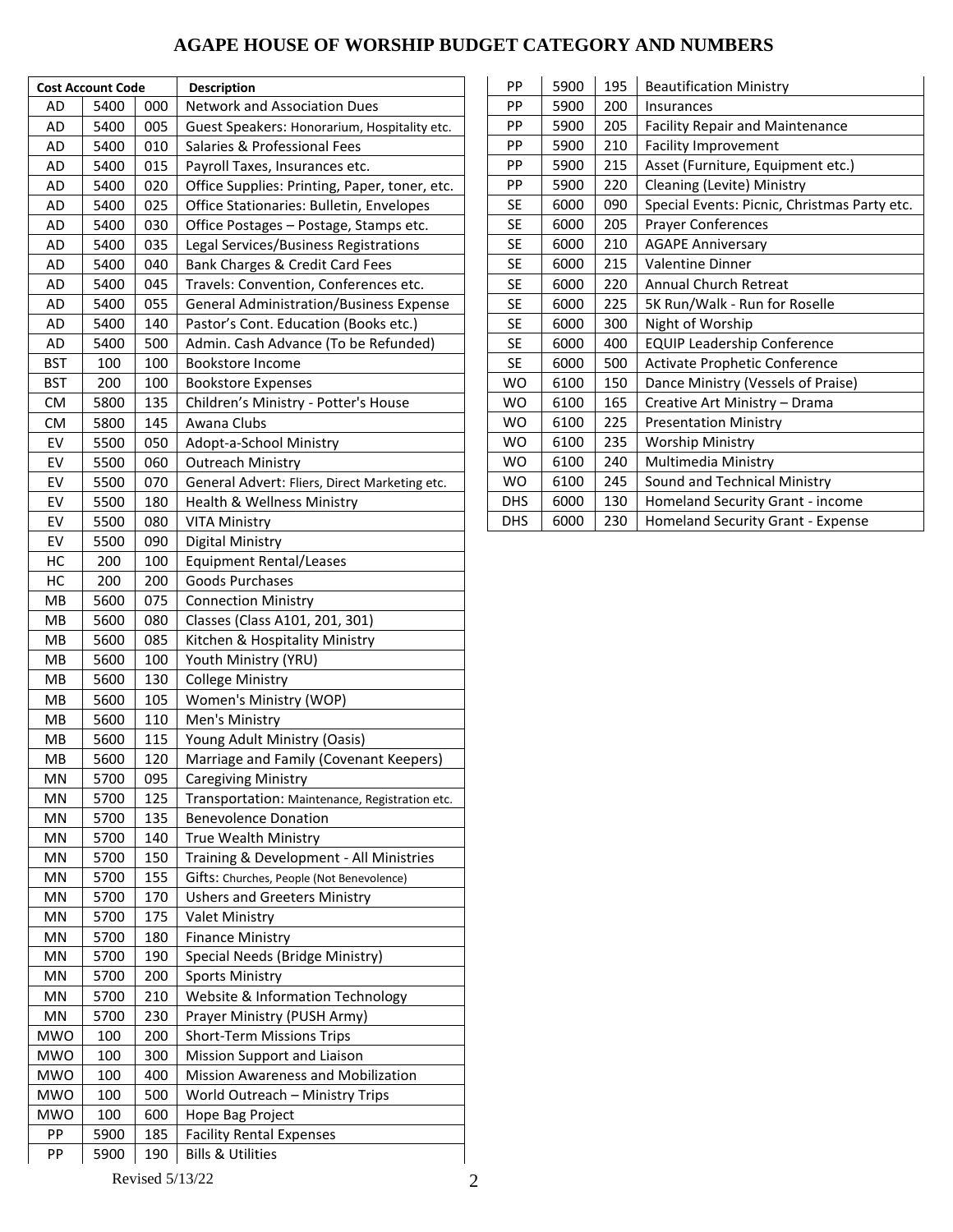# AGAPE HOUSE OF WORSHIP BUDGET CATEGORY AND NUMBERS

| Cost Account Code | | | Description |
|---|---|---|---|
| AD | 5400 | 000 | Network and Association Dues |
| AD | 5400 | 005 | Guest Speakers: Honorarium, Hospitality etc. |
| AD | 5400 | 010 | Salaries & Professional Fees |
| AD | 5400 | 015 | Payroll Taxes, Insurances etc. |
| AD | 5400 | 020 | Office Supplies: Printing, Paper, toner, etc. |
| AD | 5400 | 025 | Office Stationaries: Bulletin, Envelopes |
| AD | 5400 | 030 | Office Postages – Postage, Stamps etc. |
| AD | 5400 | 035 | Legal Services/Business Registrations |
| AD | 5400 | 040 | Bank Charges & Credit Card Fees |
| AD | 5400 | 045 | Travels: Convention, Conferences etc. |
| AD | 5400 | 055 | General Administration/Business Expense |
| AD | 5400 | 140 | Pastor's Cont. Education (Books etc.) |
| AD | 5400 | 500 | Admin. Cash Advance (To be Refunded) |
| BST | 100 | 100 | Bookstore Income |
| BST | 200 | 100 | Bookstore Expenses |
| CM | 5800 | 135 | Children's Ministry - Potter's House |
| CM | 5800 | 145 | Awana Clubs |
| EV | 5500 | 050 | Adopt-a-School Ministry |
| EV | 5500 | 060 | Outreach Ministry |
| EV | 5500 | 070 | General Advert: Fliers, Direct Marketing etc. |
| EV | 5500 | 180 | Health & Wellness Ministry |
| EV | 5500 | 080 | VITA Ministry |
| EV | 5500 | 090 | Digital Ministry |
| HC | 200 | 100 | Equipment Rental/Leases |
| HC | 200 | 200 | Goods Purchases |
| MB | 5600 | 075 | Connection Ministry |
| MB | 5600 | 080 | Classes (Class A101, 201, 301) |
| MB | 5600 | 085 | Kitchen & Hospitality Ministry |
| MB | 5600 | 100 | Youth Ministry (YRU) |
| MB | 5600 | 130 | College Ministry |
| MB | 5600 | 105 | Women's Ministry (WOP) |
| MB | 5600 | 110 | Men's Ministry |
| MB | 5600 | 115 | Young Adult Ministry (Oasis) |
| MB | 5600 | 120 | Marriage and Family (Covenant Keepers) |
| MN | 5700 | 095 | Caregiving Ministry |
| MN | 5700 | 125 | Transportation: Maintenance, Registration etc. |
| MN | 5700 | 135 | Benevolence Donation |
| MN | 5700 | 140 | True Wealth Ministry |
| MN | 5700 | 150 | Training & Development - All Ministries |
| MN | 5700 | 155 | Gifts: Churches, People (Not Benevolence) |
| MN | 5700 | 170 | Ushers and Greeters Ministry |
| MN | 5700 | 175 | Valet Ministry |
| MN | 5700 | 180 | Finance Ministry |
| MN | 5700 | 190 | Special Needs (Bridge Ministry) |
| MN | 5700 | 200 | Sports Ministry |
| MN | 5700 | 210 | Website & Information Technology |
| MN | 5700 | 230 | Prayer Ministry (PUSH Army) |
| MWO | 100 | 200 | Short-Term Missions Trips |
| MWO | 100 | 300 | Mission Support and Liaison |
| MWO | 100 | 400 | Mission Awareness and Mobilization |
| MWO | 100 | 500 | World Outreach – Ministry Trips |
| MWO | 100 | 600 | Hope Bag Project |
| PP | 5900 | 185 | Facility Rental Expenses |
| PP | 5900 | 190 | Bills & Utilities |
| PP | 5900 | 195 | Beautification Ministry |
| PP | 5900 | 200 | Insurances |
| PP | 5900 | 205 | Facility Repair and Maintenance |
| PP | 5900 | 210 | Facility Improvement |
| PP | 5900 | 215 | Asset (Furniture, Equipment etc.) |
| PP | 5900 | 220 | Cleaning (Levite) Ministry |
| SE | 6000 | 090 | Special Events: Picnic, Christmas Party etc. |
| SE | 6000 | 205 | Prayer Conferences |
| SE | 6000 | 210 | AGAPE Anniversary |
| SE | 6000 | 215 | Valentine Dinner |
| SE | 6000 | 220 | Annual Church Retreat |
| SE | 6000 | 225 | 5K Run/Walk - Run for Roselle |
| SE | 6000 | 300 | Night of Worship |
| SE | 6000 | 400 | EQUIP Leadership Conference |
| SE | 6000 | 500 | Activate Prophetic Conference |
| WO | 6100 | 150 | Dance Ministry (Vessels of Praise) |
| WO | 6100 | 165 | Creative Art Ministry – Drama |
| WO | 6100 | 225 | Presentation Ministry |
| WO | 6100 | 235 | Worship Ministry |
| WO | 6100 | 240 | Multimedia Ministry |
| WO | 6100 | 245 | Sound and Technical Ministry |
| DHS | 6000 | 130 | Homeland Security Grant - income |
| DHS | 6000 | 230 | Homeland Security Grant - Expense |

Revised 5/13/22